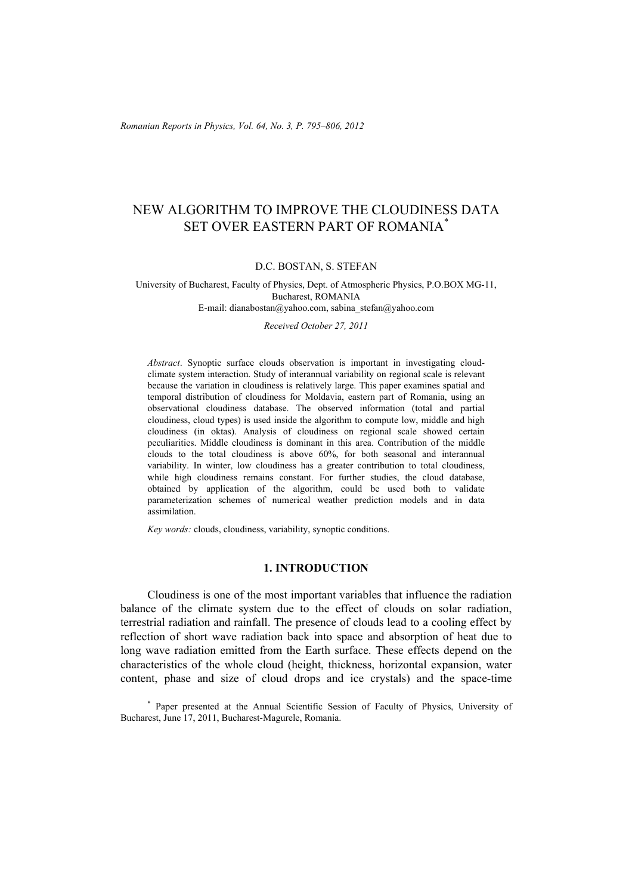# NEW ALGORITHM TO IMPROVE THE CLOUDINESS DATA SET OVER EASTERN PART OF ROMANIA*

D.C. BOSTAN, S. STEFAN

University of Bucharest, Faculty of Physics, Dept. of Atmospheric Physics, P.O.BOX MG-11, Bucharest, ROMANIA
E-mail: dianabostan@yahoo.com, sabina_stefan@yahoo.com

*Received October 27, 2011*

*Abstract*. Synoptic surface clouds observation is important in investigating cloud-climate system interaction. Study of interannual variability on regional scale is relevant because the variation in cloudiness is relatively large. This paper examines spatial and temporal distribution of cloudiness for Moldavia, eastern part of Romania, using an observational cloudiness database. The observed information (total and partial cloudiness, cloud types) is used inside the algorithm to compute low, middle and high cloudiness (in oktas). Analysis of cloudiness on regional scale showed certain peculiarities. Middle cloudiness is dominant in this area. Contribution of the middle clouds to the total cloudiness is above 60%, for both seasonal and interannual variability. In winter, low cloudiness has a greater contribution to total cloudiness, while high cloudiness remains constant. For further studies, the cloud database, obtained by application of the algorithm, could be used both to validate parameterization schemes of numerical weather prediction models and in data assimilation.

*Key words:* clouds, cloudiness, variability, synoptic conditions.

## 1. INTRODUCTION

Cloudiness is one of the most important variables that influence the radiation balance of the climate system due to the effect of clouds on solar radiation, terrestrial radiation and rainfall. The presence of clouds lead to a cooling effect by reflection of short wave radiation back into space and absorption of heat due to long wave radiation emitted from the Earth surface. These effects depend on the characteristics of the whole cloud (height, thickness, horizontal expansion, water content, phase and size of cloud drops and ice crystals) and the space-time

* Paper presented at the Annual Scientific Session of Faculty of Physics, University of Bucharest, June 17, 2011, Bucharest-Magurele, Romania.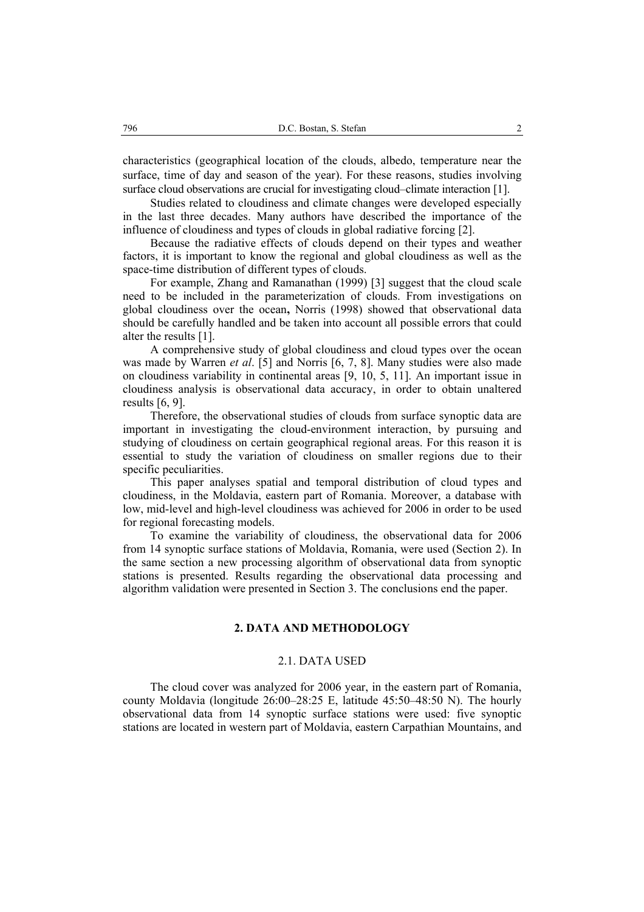characteristics (geographical location of the clouds, albedo, temperature near the surface, time of day and season of the year). For these reasons, studies involving surface cloud observations are crucial for investigating cloud–climate interaction [1].

Studies related to cloudiness and climate changes were developed especially in the last three decades. Many authors have described the importance of the influence of cloudiness and types of clouds in global radiative forcing [2].

Because the radiative effects of clouds depend on their types and weather factors, it is important to know the regional and global cloudiness as well as the space-time distribution of different types of clouds.

For example, Zhang and Ramanathan (1999) [3] suggest that the cloud scale need to be included in the parameterization of clouds. From investigations on global cloudiness over the ocean**,** Norris (1998) showed that observational data should be carefully handled and be taken into account all possible errors that could alter the results [1].

A comprehensive study of global cloudiness and cloud types over the ocean was made by Warren *et al*. [5] and Norris [6, 7, 8]. Many studies were also made on cloudiness variability in continental areas [9, 10, 5, 11]. An important issue in cloudiness analysis is observational data accuracy, in order to obtain unaltered results [6, 9].

Therefore, the observational studies of clouds from surface synoptic data are important in investigating the cloud-environment interaction, by pursuing and studying of cloudiness on certain geographical regional areas. For this reason it is essential to study the variation of cloudiness on smaller regions due to their specific peculiarities.

This paper analyses spatial and temporal distribution of cloud types and cloudiness, in the Moldavia, eastern part of Romania. Moreover, a database with low, mid-level and high-level cloudiness was achieved for 2006 in order to be used for regional forecasting models.

To examine the variability of cloudiness, the observational data for 2006 from 14 synoptic surface stations of Moldavia, Romania, were used (Section 2). In the same section a new processing algorithm of observational data from synoptic stations is presented. Results regarding the observational data processing and algorithm validation were presented in Section 3. The conclusions end the paper.

## 2. DATA AND METHODOLOGY

### 2.1. DATA USED

The cloud cover was analyzed for 2006 year, in the eastern part of Romania, county Moldavia (longitude 26:00–28:25 E, latitude 45:50–48:50 N). The hourly observational data from 14 synoptic surface stations were used: five synoptic stations are located in western part of Moldavia, eastern Carpathian Mountains, and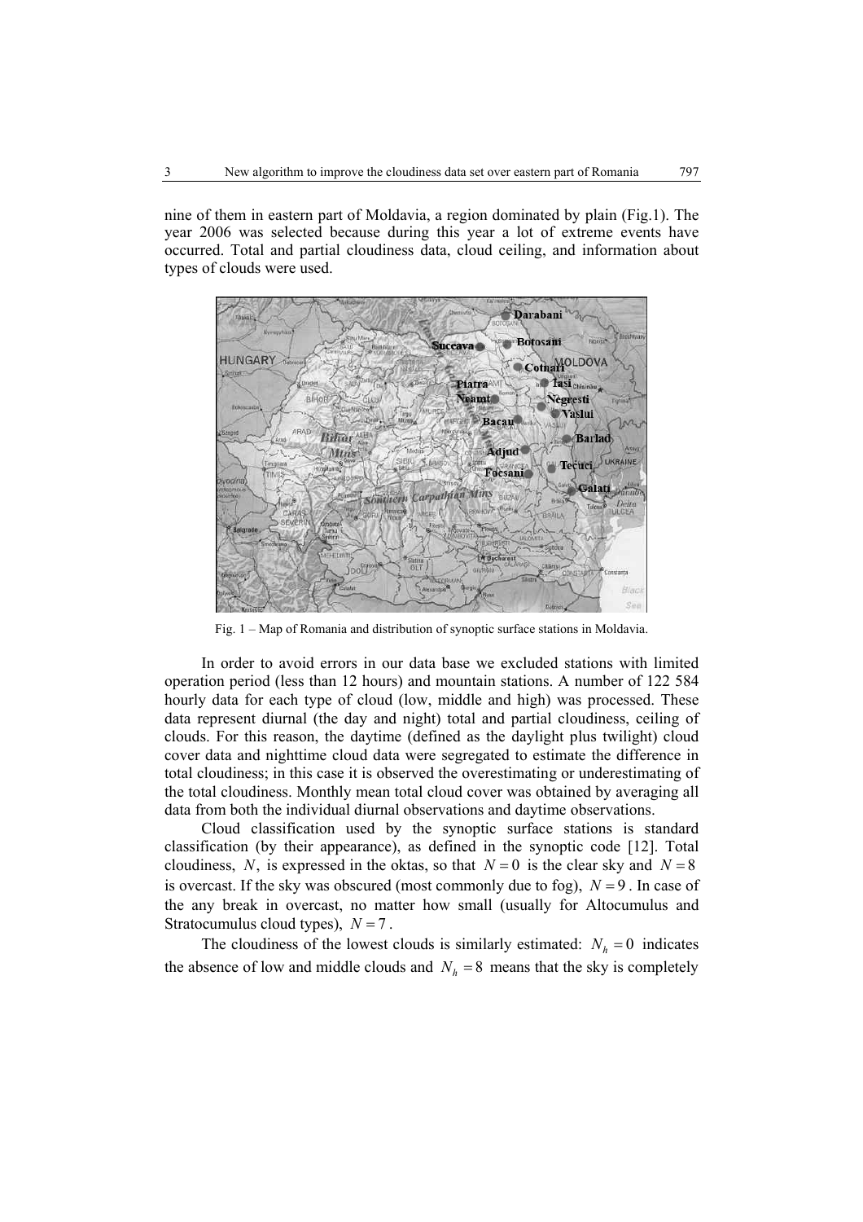nine of them in eastern part of Moldavia, a region dominated by plain (Fig.1). The year 2006 was selected because during this year a lot of extreme events have occurred. Total and partial cloudiness data, cloud ceiling, and information about types of clouds were used.

Fig. 1 – Map of Romania and distribution of synoptic surface stations in Moldavia.

In order to avoid errors in our data base we excluded stations with limited operation period (less than 12 hours) and mountain stations. A number of 122 584 hourly data for each type of cloud (low, middle and high) was processed. These data represent diurnal (the day and night) total and partial cloudiness, ceiling of clouds. For this reason, the daytime (defined as the daylight plus twilight) cloud cover data and nighttime cloud data were segregated to estimate the difference in total cloudiness; in this case it is observed the overestimating or underestimating of the total cloudiness. Monthly mean total cloud cover was obtained by averaging all data from both the individual diurnal observations and daytime observations.

Cloud classification used by the synoptic surface stations is standard classification (by their appearance), as defined in the synoptic code [12]. Total cloudiness, $N$, is expressed in the oktas, so that $N = 0$ is the clear sky and $N = 8$ is overcast. If the sky was obscured (most commonly due to fog), $N = 9$. In case of the any break in overcast, no matter how small (usually for Altocumulus and Stratocumulus cloud types), $N = 7$.

The cloudiness of the lowest clouds is similarly estimated: $N_h = 0$ indicates the absence of low and middle clouds and $N_h = 8$ means that the sky is completely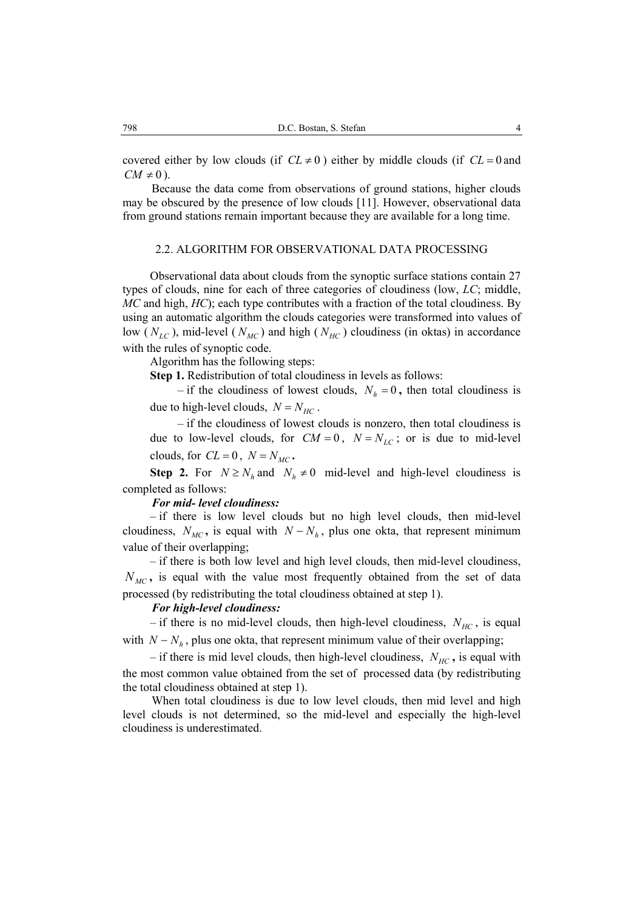covered either by low clouds (if $CL \neq 0$) either by middle clouds (if $CL = 0$ and $CM \neq 0$).

Because the data come from observations of ground stations, higher clouds may be obscured by the presence of low clouds [11]. However, observational data from ground stations remain important because they are available for a long time.

## 2.2. ALGORITHM FOR OBSERVATIONAL DATA PROCESSING

Observational data about clouds from the synoptic surface stations contain 27 types of clouds, nine for each of three categories of cloudiness (low, *LC*; middle, *MC* and high, *HC*); each type contributes with a fraction of the total cloudiness. By using an automatic algorithm the clouds categories were transformed into values of low ($N_{LC}$), mid-level ($N_{MC}$) and high ($N_{HC}$) cloudiness (in oktas) in accordance with the rules of synoptic code.

Algorithm has the following steps:

**Step 1.** Redistribution of total cloudiness in levels as follows:

– if the cloudiness of lowest clouds, $N_h = 0$, then total cloudiness is due to high-level clouds, $N = N_{HC}$.

– if the cloudiness of lowest clouds is nonzero, then total cloudiness is due to low-level clouds, for $CM = 0$, $N = N_{LC}$; or is due to mid-level clouds, for $CL = 0$, $N = N_{MC}$.

**Step 2.** For $N \geq N_h$ and $N_h \neq 0$ mid-level and high-level cloudiness is completed as follows:

***For mid- level cloudiness:***

– if there is low level clouds but no high level clouds, then mid-level cloudiness, $N_{MC}$, is equal with $N - N_h$, plus one okta, that represent minimum value of their overlapping;

– if there is both low level and high level clouds, then mid-level cloudiness, $N_{MC}$, is equal with the value most frequently obtained from the set of data processed (by redistributing the total cloudiness obtained at step 1).

***For high-level cloudiness:***

– if there is no mid-level clouds, then high-level cloudiness, $N_{HC}$, is equal with $N - N_h$, plus one okta, that represent minimum value of their overlapping;

– if there is mid level clouds, then high-level cloudiness, $N_{HC}$, is equal with the most common value obtained from the set of processed data (by redistributing the total cloudiness obtained at step 1).

When total cloudiness is due to low level clouds, then mid level and high level clouds is not determined, so the mid-level and especially the high-level cloudiness is underestimated.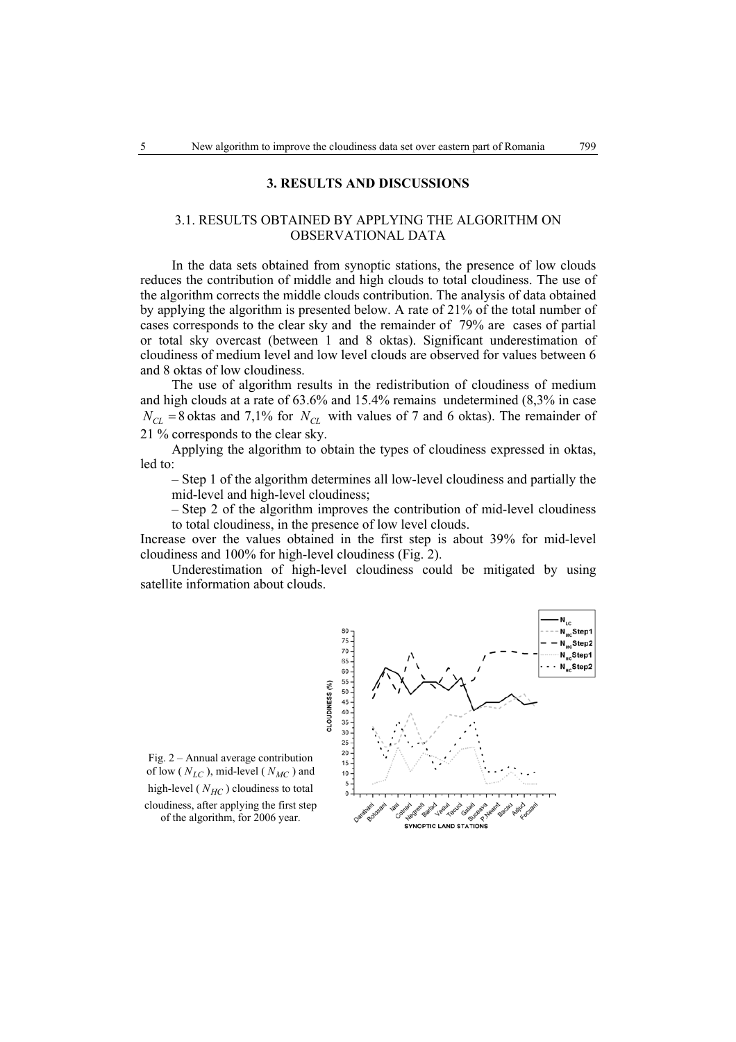## 3. RESULTS AND DISCUSSIONS

### 3.1. RESULTS OBTAINED BY APPLYING THE ALGORITHM ON OBSERVATIONAL DATA

In the data sets obtained from synoptic stations, the presence of low clouds reduces the contribution of middle and high clouds to total cloudiness. The use of the algorithm corrects the middle clouds contribution. The analysis of data obtained by applying the algorithm is presented below. A rate of 21% of the total number of cases corresponds to the clear sky and the remainder of 79% are cases of partial or total sky overcast (between 1 and 8 oktas). Significant underestimation of cloudiness of medium level and low level clouds are observed for values between 6 and 8 oktas of low cloudiness.

The use of algorithm results in the redistribution of cloudiness of medium and high clouds at a rate of 63.6% and 15.4% remains undetermined (8,3% in case $N_{CL} = 8$ oktas and 7,1% for $N_{CL}$ with values of 7 and 6 oktas). The remainder of 21 % corresponds to the clear sky.

Applying the algorithm to obtain the types of cloudiness expressed in oktas, led to:

– Step 1 of the algorithm determines all low-level cloudiness and partially the mid-level and high-level cloudiness;

– Step 2 of the algorithm improves the contribution of mid-level cloudiness to total cloudiness, in the presence of low level clouds.

Increase over the values obtained in the first step is about 39% for mid-level cloudiness and 100% for high-level cloudiness (Fig. 2).

Underestimation of high-level cloudiness could be mitigated by using satellite information about clouds.

Fig. 2 – Annual average contribution of low ( $N_{LC}$ ), mid-level ( $N_{MC}$ ) and high-level ( $N_{HC}$ ) cloudiness to total cloudiness, after applying the first step of the algorithm, for 2006 year.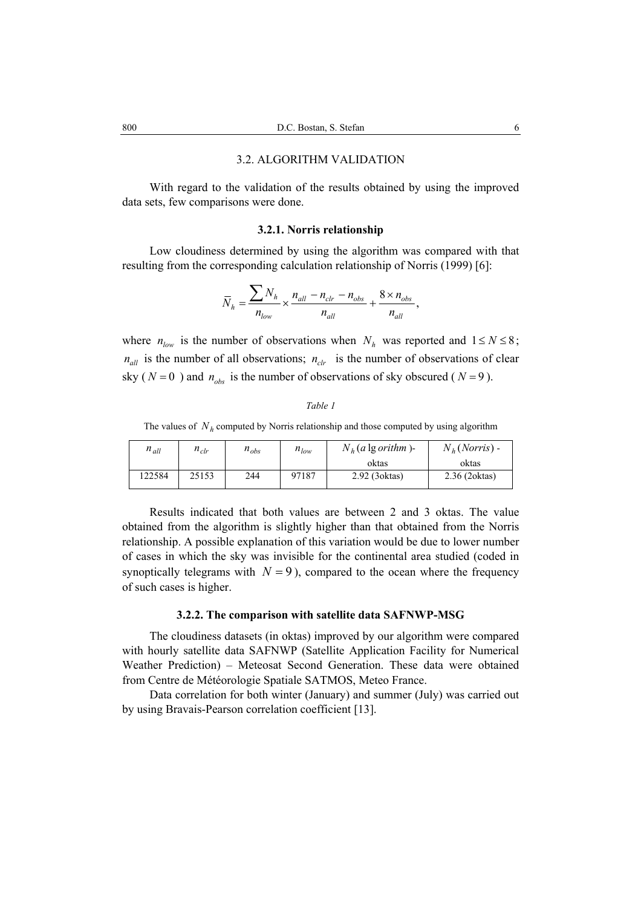### 3.2. ALGORITHM VALIDATION

With regard to the validation of the results obtained by using the improved data sets, few comparisons were done.

#### 3.2.1. Norris relationship

Low cloudiness determined by using the algorithm was compared with that resulting from the corresponding calculation relationship of Norris (1999) [6]:

$$\overline{N}_h = \frac{\sum N_h}{n_{low}} \times \frac{n_{all} - n_{clr} - n_{obs}}{n_{all}} + \frac{8 \times n_{obs}}{n_{all}},$$

where $n_{low}$ is the number of observations when $N_h$ was reported and $1 \le N \le 8$; $n_{all}$ is the number of all observations; $n_{clr}$ is the number of observations of clear sky ( $N = 0$ ) and $n_{obs}$ is the number of observations of sky obscured ( $N = 9$ ).

*Table 1*

The values of $N_h$ computed by Norris relationship and those computed by using algorithm

| $n_{all}$ | $n_{clr}$ | $n_{obs}$ | $n_{low}$ | $N_h\,(a\lg orithm)$- oktas | $N_h\,(Norris)$ - oktas |
|---|---|---|---|---|---|
| 122584 | 25153 | 244 | 97187 | 2.92 (3oktas) | 2.36 (2oktas) |

Results indicated that both values are between 2 and 3 oktas. The value obtained from the algorithm is slightly higher than that obtained from the Norris relationship. A possible explanation of this variation would be due to lower number of cases in which the sky was invisible for the continental area studied (coded in synoptically telegrams with $N = 9$), compared to the ocean where the frequency of such cases is higher.

#### 3.2.2. The comparison with satellite data SAFNWP-MSG

The cloudiness datasets (in oktas) improved by our algorithm were compared with hourly satellite data SAFNWP (Satellite Application Facility for Numerical Weather Prediction) – Meteosat Second Generation. These data were obtained from Centre de Météorologie Spatiale SATMOS, Meteo France.

Data correlation for both winter (January) and summer (July) was carried out by using Bravais-Pearson correlation coefficient [13].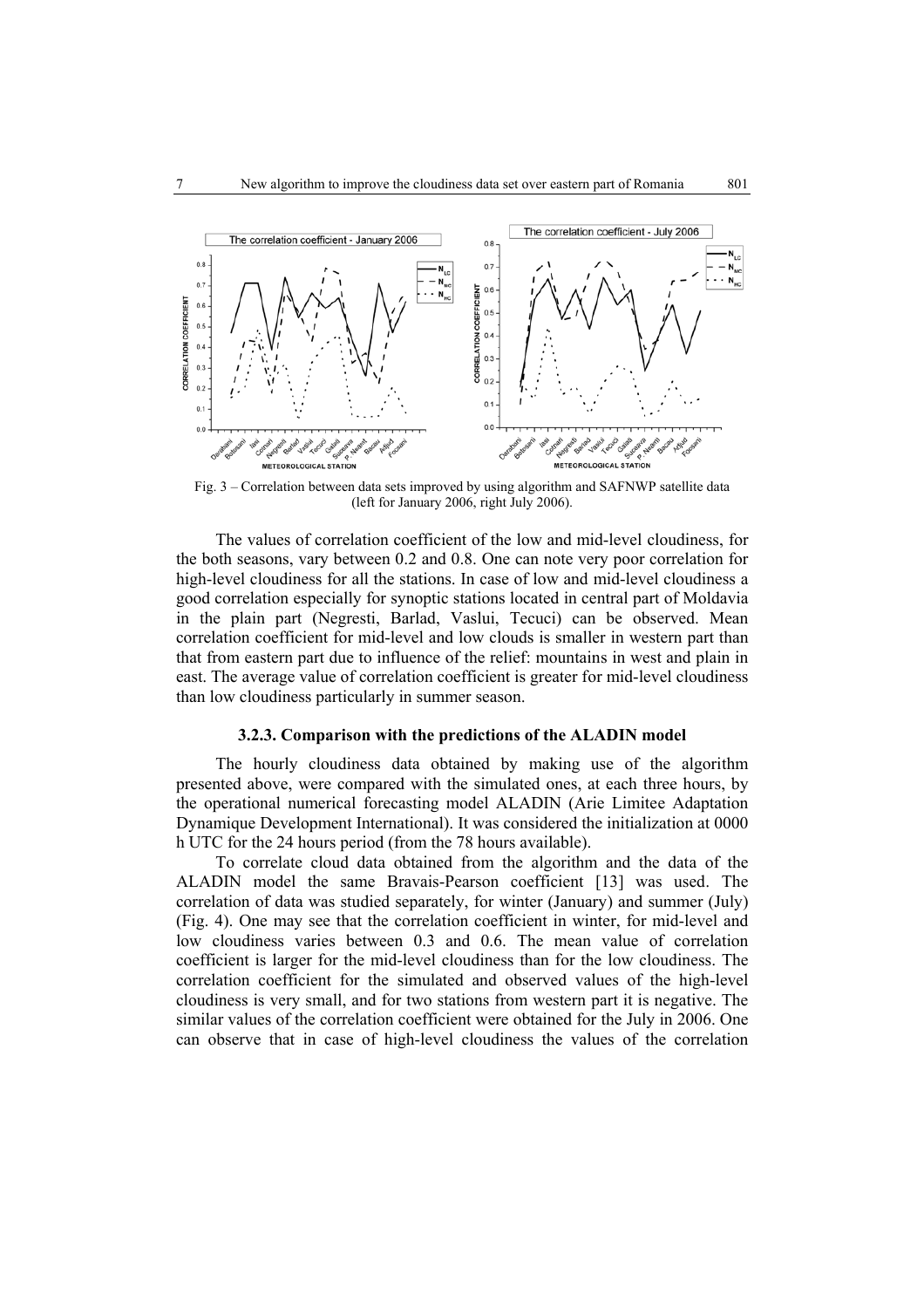Fig. 3 – Correlation between data sets improved by using algorithm and SAFNWP satellite data (left for January 2006, right July 2006).

The values of correlation coefficient of the low and mid-level cloudiness, for the both seasons, vary between 0.2 and 0.8. One can note very poor correlation for high-level cloudiness for all the stations. In case of low and mid-level cloudiness a good correlation especially for synoptic stations located in central part of Moldavia in the plain part (Negresti, Barlad, Vaslui, Tecuci) can be observed. Mean correlation coefficient for mid-level and low clouds is smaller in western part than that from eastern part due to influence of the relief: mountains in west and plain in east. The average value of correlation coefficient is greater for mid-level cloudiness than low cloudiness particularly in summer season.

### 3.2.3. Comparison with the predictions of the ALADIN model

The hourly cloudiness data obtained by making use of the algorithm presented above, were compared with the simulated ones, at each three hours, by the operational numerical forecasting model ALADIN (Arie Limitee Adaptation Dynamique Development International). It was considered the initialization at 0000 h UTC for the 24 hours period (from the 78 hours available).

To correlate cloud data obtained from the algorithm and the data of the ALADIN model the same Bravais-Pearson coefficient [13] was used. The correlation of data was studied separately, for winter (January) and summer (July) (Fig. 4). One may see that the correlation coefficient in winter, for mid-level and low cloudiness varies between 0.3 and 0.6. The mean value of correlation coefficient is larger for the mid-level cloudiness than for the low cloudiness. The correlation coefficient for the simulated and observed values of the high-level cloudiness is very small, and for two stations from western part it is negative. The similar values of the correlation coefficient were obtained for the July in 2006. One can observe that in case of high-level cloudiness the values of the correlation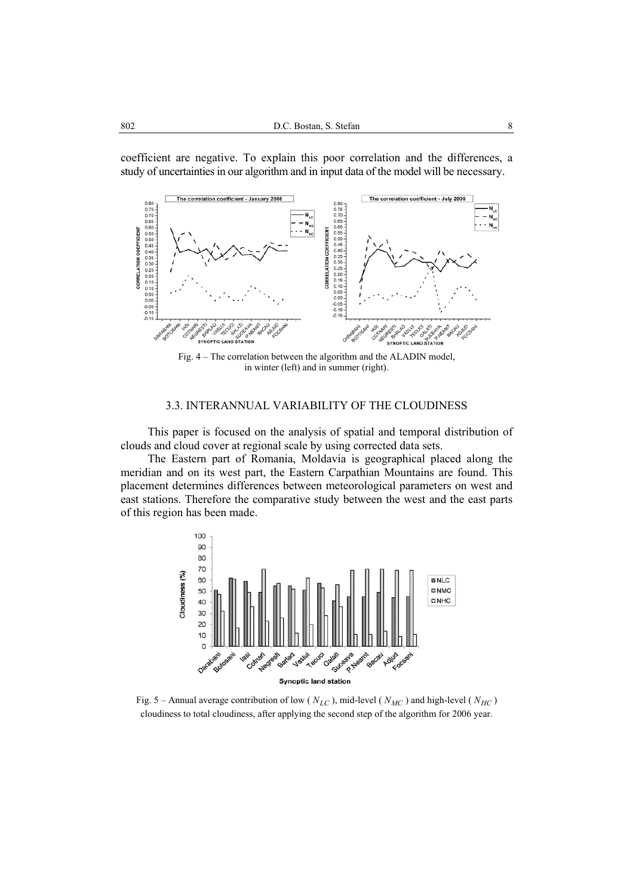coefficient are negative. To explain this poor correlation and the differences, a study of uncertainties in our algorithm and in input data of the model will be necessary.

Fig. 4 – The correlation between the algorithm and the ALADIN model, in winter (left) and in summer (right).

### 3.3. INTERANNUAL VARIABILITY OF THE CLOUDINESS

This paper is focused on the analysis of spatial and temporal distribution of clouds and cloud cover at regional scale by using corrected data sets.

The Eastern part of Romania, Moldavia is geographical placed along the meridian and on its west part, the Eastern Carpathian Mountains are found. This placement determines differences between meteorological parameters on west and east stations. Therefore the comparative study between the west and the east parts of this region has been made.

Fig. 5 – Annual average contribution of low ($N_{LC}$), mid-level ($N_{MC}$) and high-level ($N_{HC}$) cloudiness to total cloudiness, after applying the second step of the algorithm for 2006 year.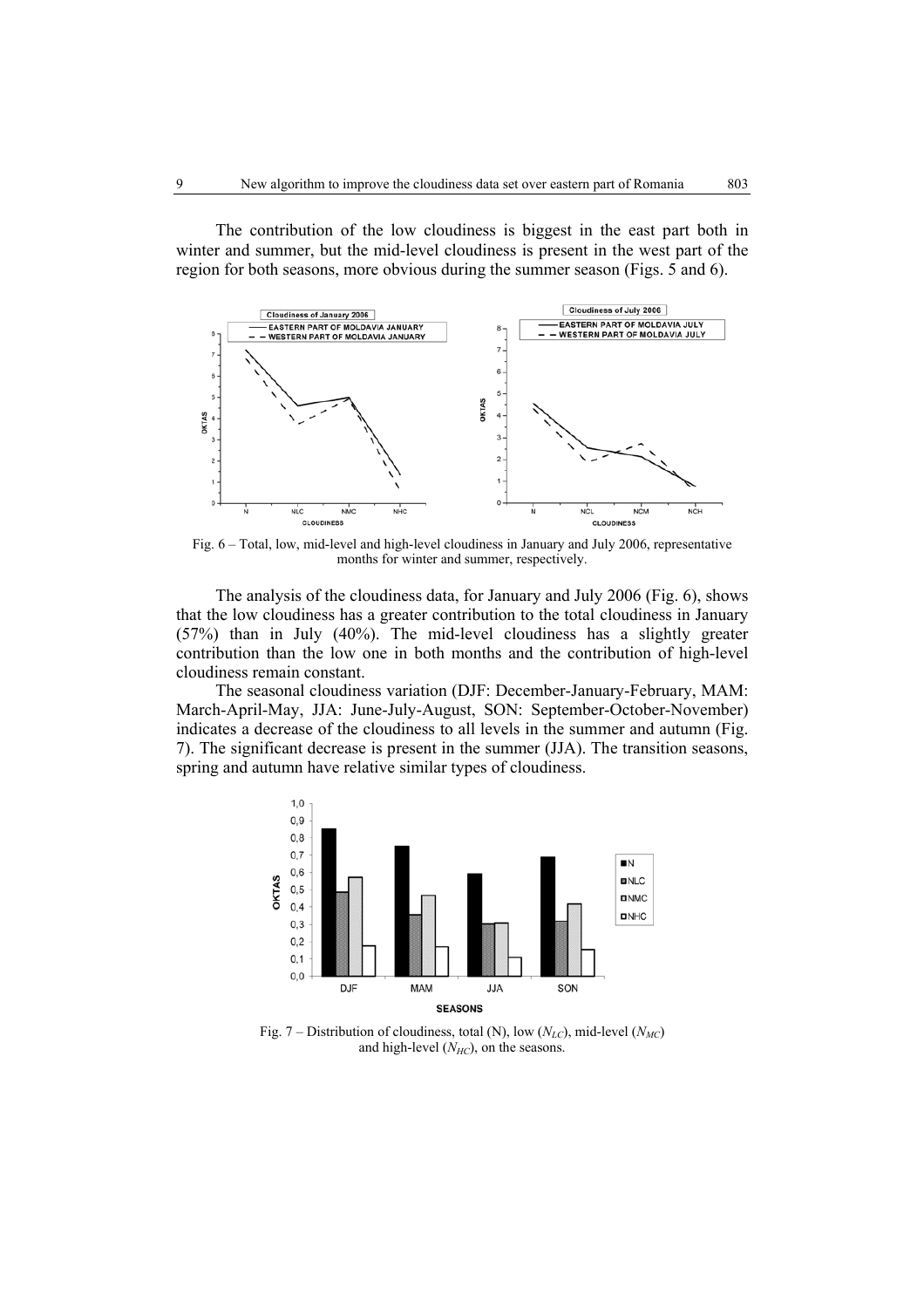The contribution of the low cloudiness is biggest in the east part both in winter and summer, but the mid-level cloudiness is present in the west part of the region for both seasons, more obvious during the summer season (Figs. 5 and 6).

Fig. 6 – Total, low, mid-level and high-level cloudiness in January and July 2006, representative months for winter and summer, respectively.

The analysis of the cloudiness data, for January and July 2006 (Fig. 6), shows that the low cloudiness has a greater contribution to the total cloudiness in January (57%) than in July (40%). The mid-level cloudiness has a slightly greater contribution than the low one in both months and the contribution of high-level cloudiness remain constant.

The seasonal cloudiness variation (DJF: December-January-February, MAM: March-April-May, JJA: June-July-August, SON: September-October-November) indicates a decrease of the cloudiness to all levels in the summer and autumn (Fig. 7). The significant decrease is present in the summer (JJA). The transition seasons, spring and autumn have relative similar types of cloudiness.

Fig. 7 – Distribution of cloudiness, total (N), low ($N_{LC}$), mid-level ($N_{MC}$) and high-level ($N_{HC}$), on the seasons.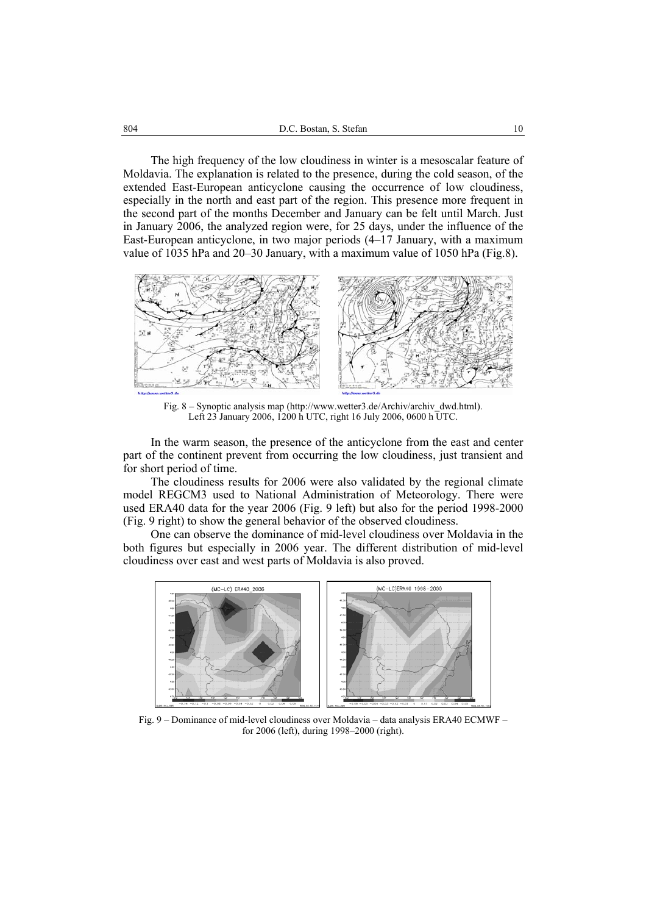The high frequency of the low cloudiness in winter is a mesoscalar feature of Moldavia. The explanation is related to the presence, during the cold season, of the extended East-European anticyclone causing the occurrence of low cloudiness, especially in the north and east part of the region. This presence more frequent in the second part of the months December and January can be felt until March. Just in January 2006, the analyzed region were, for 25 days, under the influence of the East-European anticyclone, in two major periods (4–17 January, with a maximum value of 1035 hPa and 20–30 January, with a maximum value of 1050 hPa (Fig.8).

Fig. 8 – Synoptic analysis map (http://www.wetter3.de/Archiv/archiv_dwd.html). Left 23 January 2006, 1200 h UTC, right 16 July 2006, 0600 h UTC.

In the warm season, the presence of the anticyclone from the east and center part of the continent prevent from occurring the low cloudiness, just transient and for short period of time.

The cloudiness results for 2006 were also validated by the regional climate model REGCM3 used to National Administration of Meteorology. There were used ERA40 data for the year 2006 (Fig. 9 left) but also for the period 1998-2000 (Fig. 9 right) to show the general behavior of the observed cloudiness.

One can observe the dominance of mid-level cloudiness over Moldavia in the both figures but especially in 2006 year. The different distribution of mid-level cloudiness over east and west parts of Moldavia is also proved.

Fig. 9 – Dominance of mid-level cloudiness over Moldavia – data analysis ERA40 ECMWF – for 2006 (left), during 1998–2000 (right).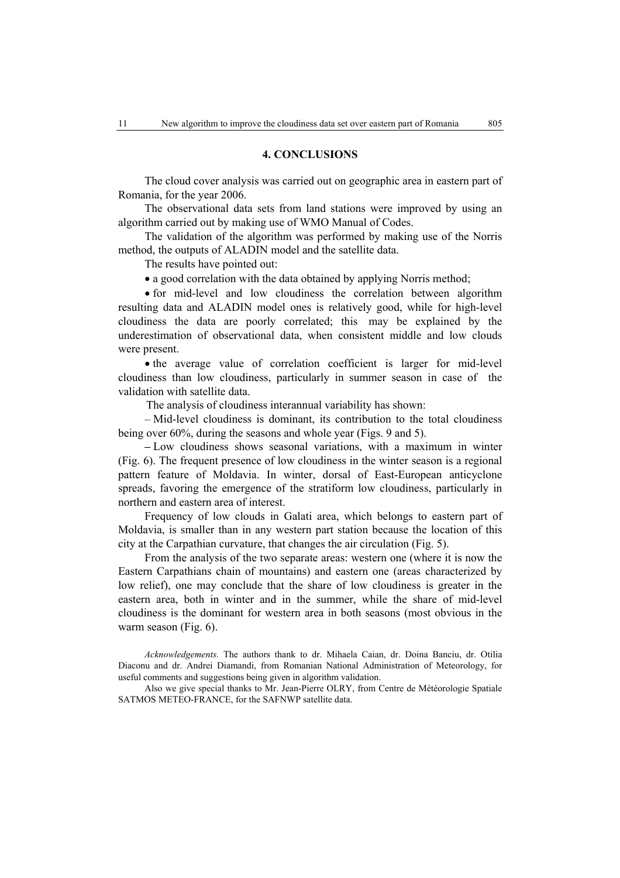## 4. CONCLUSIONS

The cloud cover analysis was carried out on geographic area in eastern part of Romania, for the year 2006.

The observational data sets from land stations were improved by using an algorithm carried out by making use of WMO Manual of Codes.

The validation of the algorithm was performed by making use of the Norris method, the outputs of ALADIN model and the satellite data.

The results have pointed out:

- a good correlation with the data obtained by applying Norris method;
- for mid-level and low cloudiness the correlation between algorithm resulting data and ALADIN model ones is relatively good, while for high-level cloudiness the data are poorly correlated; this may be explained by the underestimation of observational data, when consistent middle and low clouds were present.
- the average value of correlation coefficient is larger for mid-level cloudiness than low cloudiness, particularly in summer season in case of the validation with satellite data.

The analysis of cloudiness interannual variability has shown:

– Mid-level cloudiness is dominant, its contribution to the total cloudiness being over 60%, during the seasons and whole year (Figs. 9 and 5).

– Low cloudiness shows seasonal variations, with a maximum in winter (Fig. 6). The frequent presence of low cloudiness in the winter season is a regional pattern feature of Moldavia. In winter, dorsal of East-European anticyclone spreads, favoring the emergence of the stratiform low cloudiness, particularly in northern and eastern area of interest.

Frequency of low clouds in Galati area, which belongs to eastern part of Moldavia, is smaller than in any western part station because the location of this city at the Carpathian curvature, that changes the air circulation (Fig. 5).

From the analysis of the two separate areas: western one (where it is now the Eastern Carpathians chain of mountains) and eastern one (areas characterized by low relief), one may conclude that the share of low cloudiness is greater in the eastern area, both in winter and in the summer, while the share of mid-level cloudiness is the dominant for western area in both seasons (most obvious in the warm season (Fig. 6).

*Acknowledgements.* The authors thank to dr. Mihaela Caian, dr. Doina Banciu, dr. Otilia Diaconu and dr. Andrei Diamandi, from Romanian National Administration of Meteorology, for useful comments and suggestions being given in algorithm validation.

Also we give special thanks to Mr. Jean-Pierre OLRY, from Centre de Météorologie Spatiale SATMOS METEO-FRANCE, for the SAFNWP satellite data.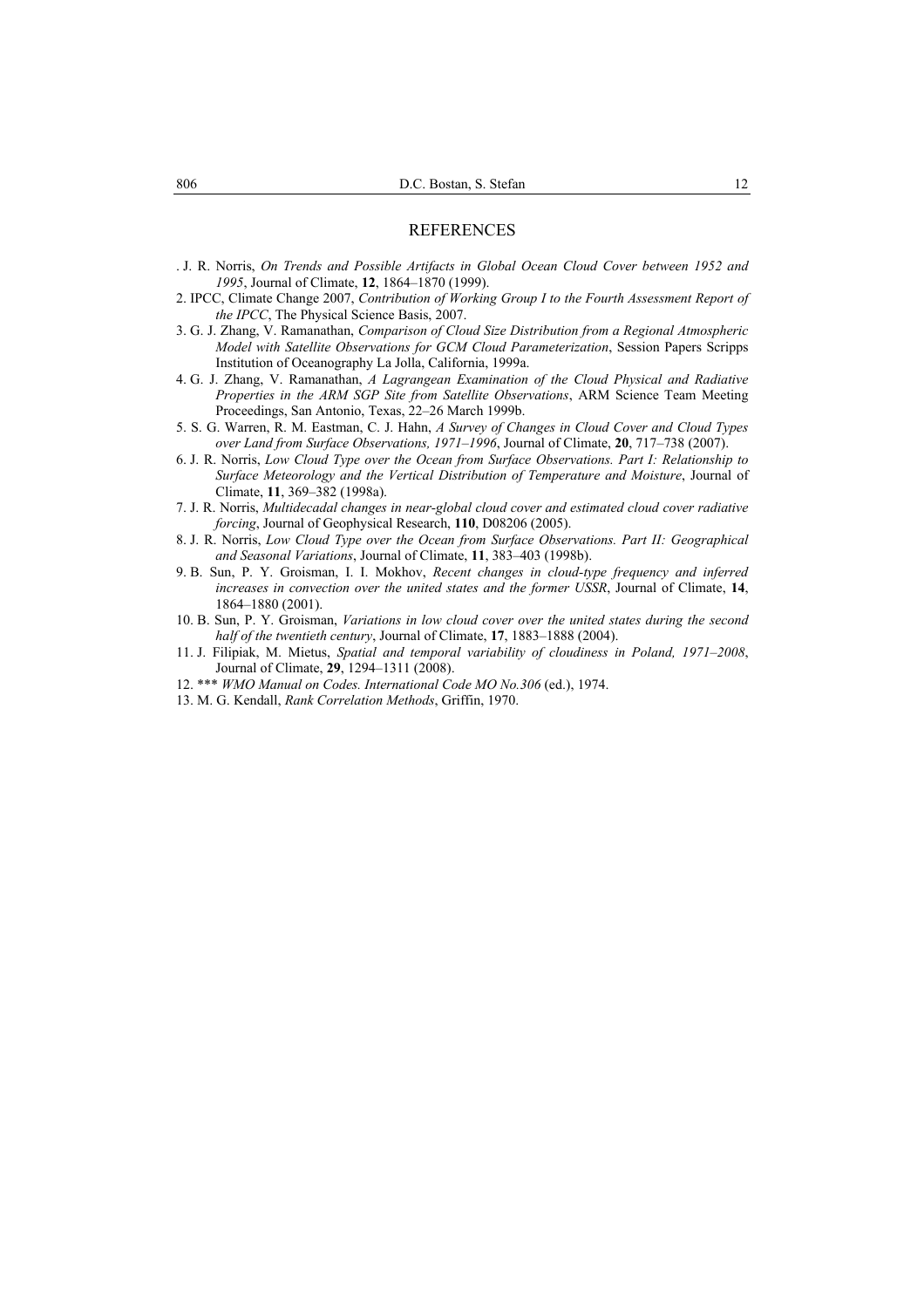## REFERENCES

. J. R. Norris, *On Trends and Possible Artifacts in Global Ocean Cloud Cover between 1952 and 1995*, Journal of Climate, **12**, 1864–1870 (1999).

2. IPCC, Climate Change 2007, *Contribution of Working Group I to the Fourth Assessment Report of the IPCC*, The Physical Science Basis, 2007.
3. G. J. Zhang, V. Ramanathan, *Comparison of Cloud Size Distribution from a Regional Atmospheric Model with Satellite Observations for GCM Cloud Parameterization*, Session Papers Scripps Institution of Oceanography La Jolla, California, 1999a.
4. G. J. Zhang, V. Ramanathan, *A Lagrangean Examination of the Cloud Physical and Radiative Properties in the ARM SGP Site from Satellite Observations*, ARM Science Team Meeting Proceedings, San Antonio, Texas, 22–26 March 1999b.
5. S. G. Warren, R. M. Eastman, C. J. Hahn, *A Survey of Changes in Cloud Cover and Cloud Types over Land from Surface Observations, 1971–1996*, Journal of Climate, **20**, 717–738 (2007).
6. J. R. Norris, *Low Cloud Type over the Ocean from Surface Observations. Part I: Relationship to Surface Meteorology and the Vertical Distribution of Temperature and Moisture*, Journal of Climate, **11**, 369–382 (1998a).
7. J. R. Norris, *Multidecadal changes in near-global cloud cover and estimated cloud cover radiative forcing*, Journal of Geophysical Research, **110**, D08206 (2005).
8. J. R. Norris, *Low Cloud Type over the Ocean from Surface Observations. Part II: Geographical and Seasonal Variations*, Journal of Climate, **11**, 383–403 (1998b).
9. B. Sun, P. Y. Groisman, I. I. Mokhov, *Recent changes in cloud-type frequency and inferred increases in convection over the united states and the former USSR*, Journal of Climate, **14**, 1864–1880 (2001).
10. B. Sun, P. Y. Groisman, *Variations in low cloud cover over the united states during the second half of the twentieth century*, Journal of Climate, **17**, 1883–1888 (2004).
11. J. Filipiak, M. Mietus, *Spatial and temporal variability of cloudiness in Poland, 1971–2008*, Journal of Climate, **29**, 1294–1311 (2008).
12. \*\*\* *WMO Manual on Codes. International Code MO No.306* (ed.), 1974.
13. M. G. Kendall, *Rank Correlation Methods*, Griffin, 1970.